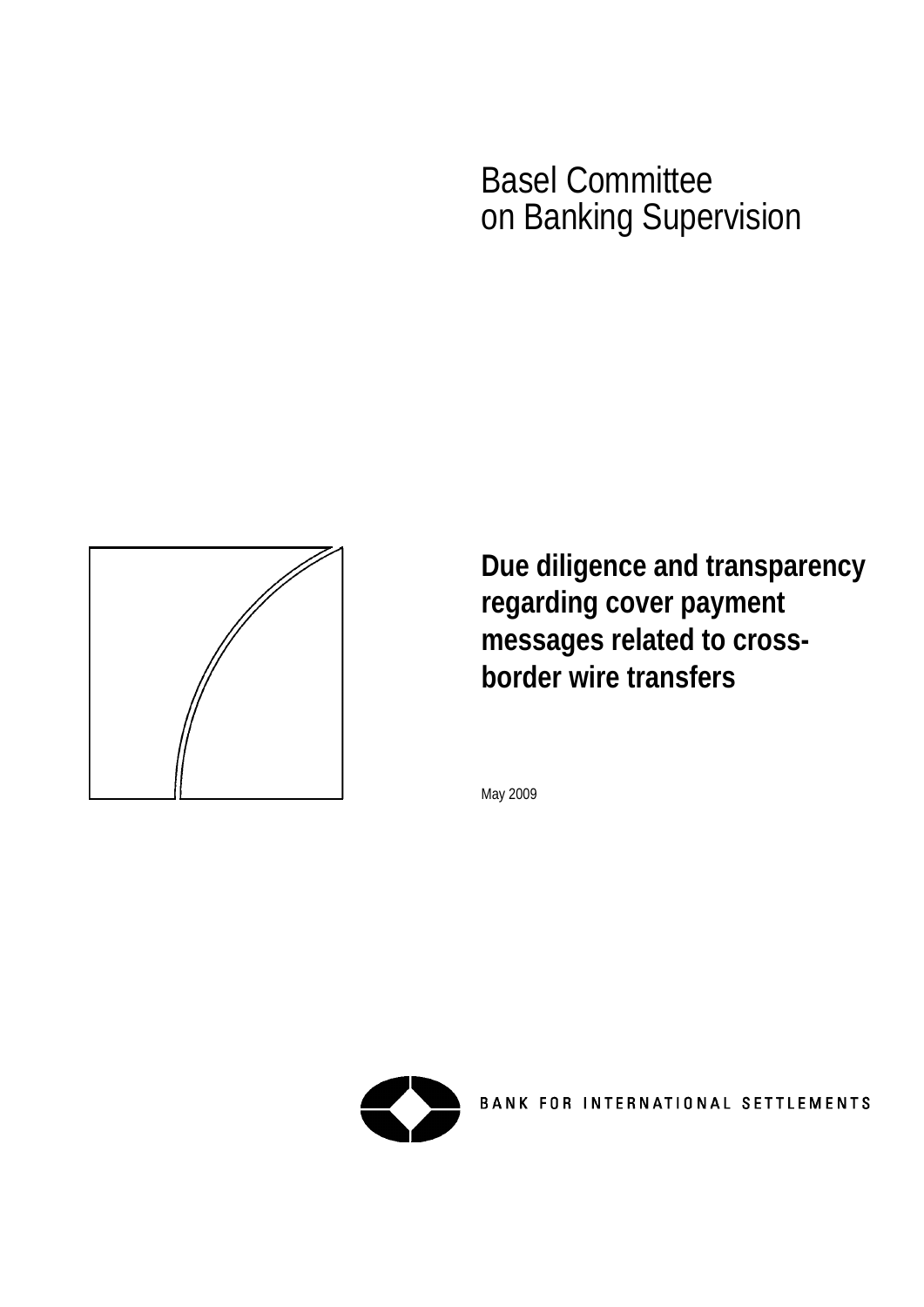Basel Committee
on Banking Supervision

# Due diligence and transparency regarding cover payment messages related to cross-border wire transfers

May 2009

BANK FOR INTERNATIONAL SETTLEMENTS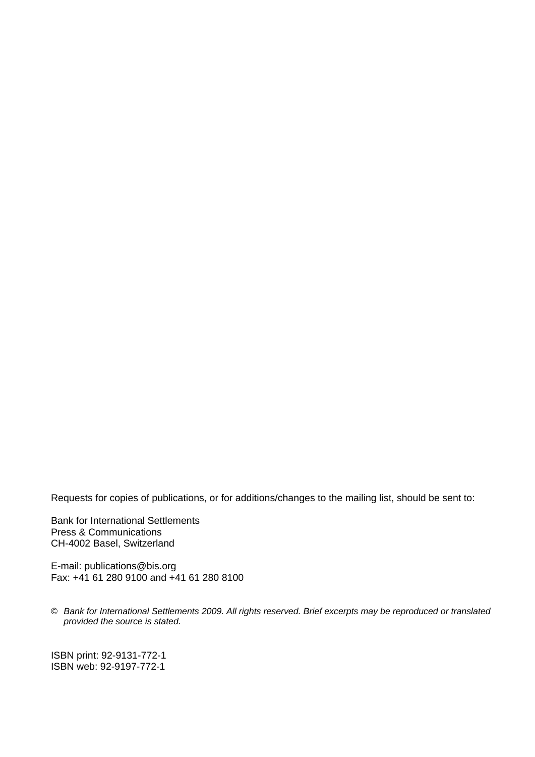Requests for copies of publications, or for additions/changes to the mailing list, should be sent to:

Bank for International Settlements
Press & Communications
CH-4002 Basel, Switzerland

E-mail: publications@bis.org
Fax: +41 61 280 9100 and +41 61 280 8100

© *Bank for International Settlements 2009. All rights reserved. Brief excerpts may be reproduced or translated provided the source is stated.*

ISBN print: 92-9131-772-1
ISBN web: 92-9197-772-1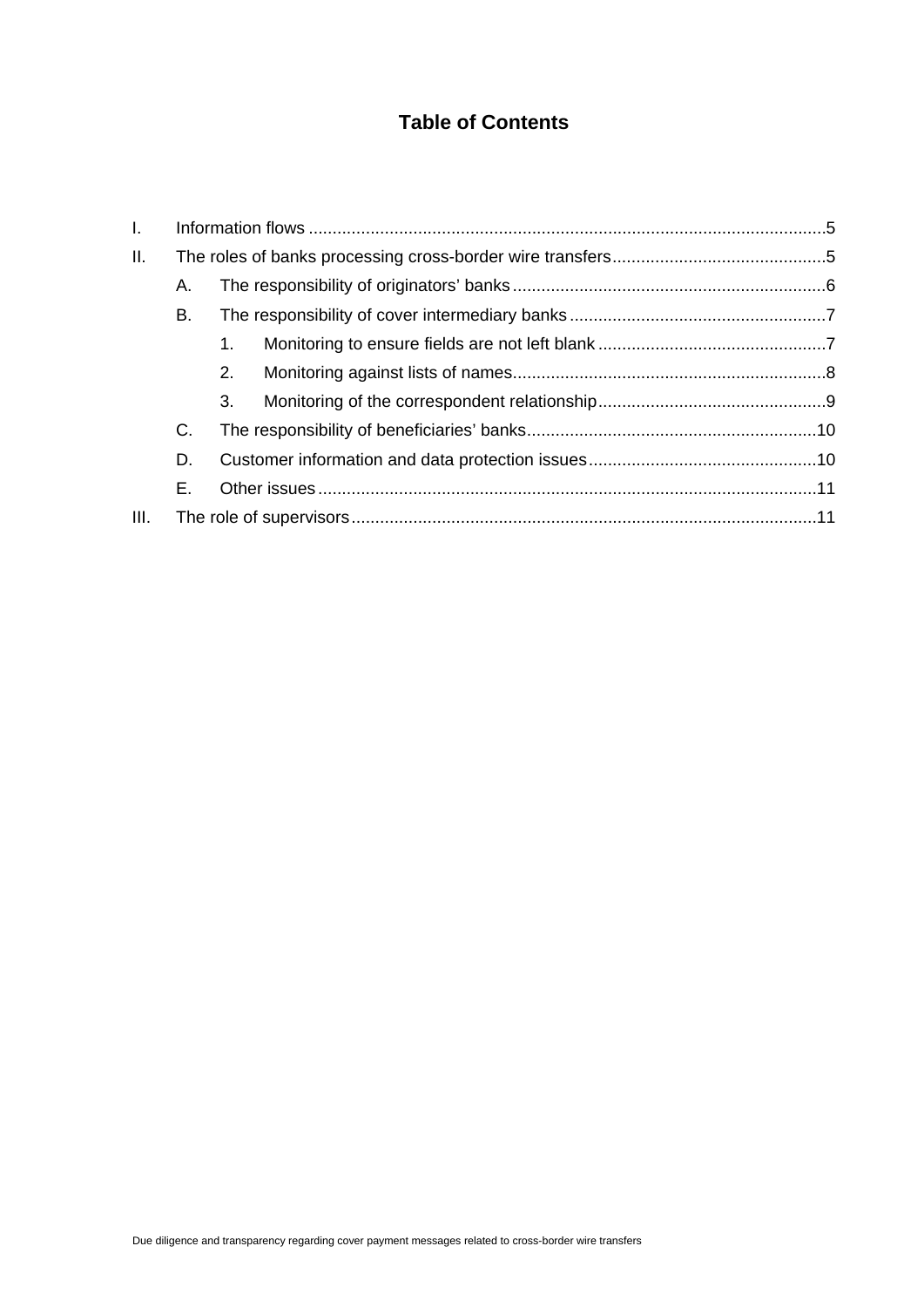# Table of Contents

I. Information flows ............................................................................................................5

II. The roles of banks processing cross-border wire transfers............................................5

  A. The responsibility of originators' banks..................................................................6

  B. The responsibility of cover intermediary banks .....................................................7

    1. Monitoring to ensure fields are not left blank ................................................7

    2. Monitoring against lists of names..................................................................8

    3. Monitoring of the correspondent relationship................................................9

  C. The responsibility of beneficiaries' banks.............................................................10

  D. Customer information and data protection issues................................................10

  E. Other issues........................................................................................................11

III. The role of supervisors.................................................................................................11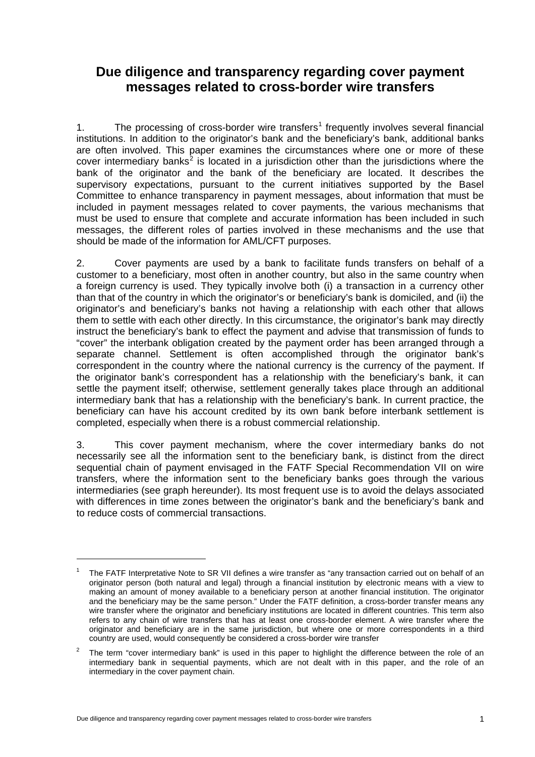# Due diligence and transparency regarding cover payment messages related to cross-border wire transfers

1. The processing of cross-border wire transfers[1] frequently involves several financial institutions. In addition to the originator's bank and the beneficiary's bank, additional banks are often involved. This paper examines the circumstances where one or more of these cover intermediary banks[2] is located in a jurisdiction other than the jurisdictions where the bank of the originator and the bank of the beneficiary are located. It describes the supervisory expectations, pursuant to the current initiatives supported by the Basel Committee to enhance transparency in payment messages, about information that must be included in payment messages related to cover payments, the various mechanisms that must be used to ensure that complete and accurate information has been included in such messages, the different roles of parties involved in these mechanisms and the use that should be made of the information for AML/CFT purposes.

2. Cover payments are used by a bank to facilitate funds transfers on behalf of a customer to a beneficiary, most often in another country, but also in the same country when a foreign currency is used. They typically involve both (i) a transaction in a currency other than that of the country in which the originator's or beneficiary's bank is domiciled, and (ii) the originator's and beneficiary's banks not having a relationship with each other that allows them to settle with each other directly. In this circumstance, the originator's bank may directly instruct the beneficiary's bank to effect the payment and advise that transmission of funds to "cover" the interbank obligation created by the payment order has been arranged through a separate channel. Settlement is often accomplished through the originator bank's correspondent in the country where the national currency is the currency of the payment. If the originator bank's correspondent has a relationship with the beneficiary's bank, it can settle the payment itself; otherwise, settlement generally takes place through an additional intermediary bank that has a relationship with the beneficiary's bank. In current practice, the beneficiary can have his account credited by its own bank before interbank settlement is completed, especially when there is a robust commercial relationship.

3. This cover payment mechanism, where the cover intermediary banks do not necessarily see all the information sent to the beneficiary bank, is distinct from the direct sequential chain of payment envisaged in the FATF Special Recommendation VII on wire transfers, where the information sent to the beneficiary banks goes through the various intermediaries (see graph hereunder). Its most frequent use is to avoid the delays associated with differences in time zones between the originator's bank and the beneficiary's bank and to reduce costs of commercial transactions.

---

[1] The FATF Interpretative Note to SR VII defines a wire transfer as "any transaction carried out on behalf of an originator person (both natural and legal) through a financial institution by electronic means with a view to making an amount of money available to a beneficiary person at another financial institution. The originator and the beneficiary may be the same person." Under the FATF definition, a cross-border transfer means any wire transfer where the originator and beneficiary institutions are located in different countries. This term also refers to any chain of wire transfers that has at least one cross-border element. A wire transfer where the originator and beneficiary are in the same jurisdiction, but where one or more correspondents in a third country are used, would consequently be considered a cross-border wire transfer

[2] The term "cover intermediary bank" is used in this paper to highlight the difference between the role of an intermediary bank in sequential payments, which are not dealt with in this paper, and the role of an intermediary in the cover payment chain.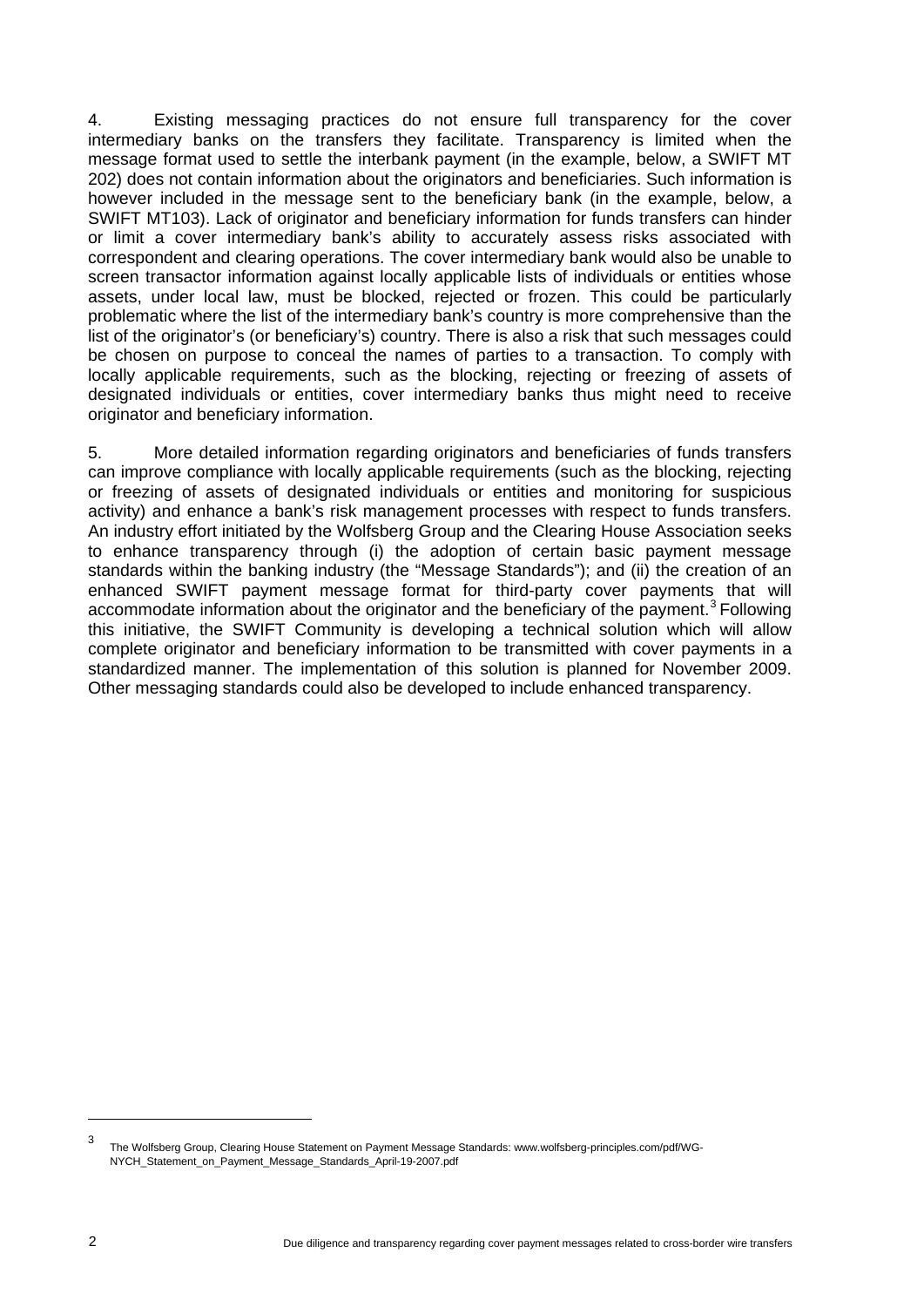4. Existing messaging practices do not ensure full transparency for the cover intermediary banks on the transfers they facilitate. Transparency is limited when the message format used to settle the interbank payment (in the example, below, a SWIFT MT 202) does not contain information about the originators and beneficiaries. Such information is however included in the message sent to the beneficiary bank (in the example, below, a SWIFT MT103). Lack of originator and beneficiary information for funds transfers can hinder or limit a cover intermediary bank's ability to accurately assess risks associated with correspondent and clearing operations. The cover intermediary bank would also be unable to screen transactor information against locally applicable lists of individuals or entities whose assets, under local law, must be blocked, rejected or frozen. This could be particularly problematic where the list of the intermediary bank's country is more comprehensive than the list of the originator's (or beneficiary's) country. There is also a risk that such messages could be chosen on purpose to conceal the names of parties to a transaction. To comply with locally applicable requirements, such as the blocking, rejecting or freezing of assets of designated individuals or entities, cover intermediary banks thus might need to receive originator and beneficiary information.

5. More detailed information regarding originators and beneficiaries of funds transfers can improve compliance with locally applicable requirements (such as the blocking, rejecting or freezing of assets of designated individuals or entities and monitoring for suspicious activity) and enhance a bank's risk management processes with respect to funds transfers. An industry effort initiated by the Wolfsberg Group and the Clearing House Association seeks to enhance transparency through (i) the adoption of certain basic payment message standards within the banking industry (the "Message Standards"); and (ii) the creation of an enhanced SWIFT payment message format for third-party cover payments that will accommodate information about the originator and the beneficiary of the payment.[3] Following this initiative, the SWIFT Community is developing a technical solution which will allow complete originator and beneficiary information to be transmitted with cover payments in a standardized manner. The implementation of this solution is planned for November 2009. Other messaging standards could also be developed to include enhanced transparency.

[3] The Wolfsberg Group, Clearing House Statement on Payment Message Standards: www.wolfsberg-principles.com/pdf/WG-NYCH_Statement_on_Payment_Message_Standards_April-19-2007.pdf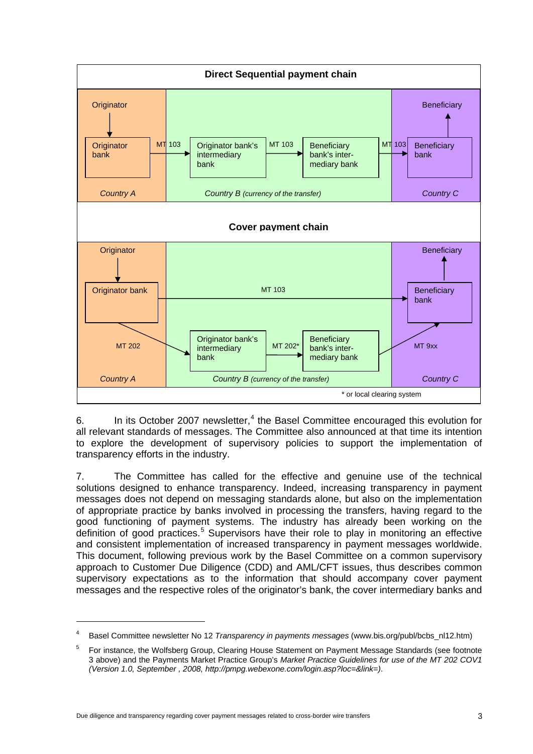**Direct Sequential payment chain**

| Country A | Country B *(currency of the transfer)* | | Country C |
|---|---|---|---|
| Originator → Originator bank | —MT 103→ Originator bank's intermediary bank | —MT 103→ Beneficiary bank's inter-mediary bank | —MT 103→ Beneficiary bank → Beneficiary |

**Cover payment chain**

| Country A | Country B *(currency of the transfer)* | | Country C |
|---|---|---|---|
| Originator → Originator bank | —MT 103→ | | Beneficiary bank → Beneficiary |
| Originator bank —MT 202→ | Originator bank's intermediary bank | —MT 202*→ Beneficiary bank's inter-mediary bank | —MT 9xx→ Beneficiary bank |

\* or local clearing system

6. In its October 2007 newsletter,[4] the Basel Committee encouraged this evolution for all relevant standards of messages. The Committee also announced at that time its intention to explore the development of supervisory policies to support the implementation of transparency efforts in the industry.

7. The Committee has called for the effective and genuine use of the technical solutions designed to enhance transparency. Indeed, increasing transparency in payment messages does not depend on messaging standards alone, but also on the implementation of appropriate practice by banks involved in processing the transfers, having regard to the good functioning of payment systems. The industry has already been working on the definition of good practices.[5] Supervisors have their role to play in monitoring an effective and consistent implementation of increased transparency in payment messages worldwide. This document, following previous work by the Basel Committee on a common supervisory approach to Customer Due Diligence (CDD) and AML/CFT issues, thus describes common supervisory expectations as to the information that should accompany cover payment messages and the respective roles of the originator's bank, the cover intermediary banks and

---

[4] Basel Committee newsletter No 12 *Transparency in payments messages* (www.bis.org/publ/bcbs_nl12.htm)

[5] For instance, the Wolfsberg Group, Clearing House Statement on Payment Message Standards (see footnote 3 above) and the Payments Market Practice Group's *Market Practice Guidelines for use of the MT 202 COV1 (Version 1.0, September , 2008, http://pmpg.webexone.com/login.asp?loc=&link=)*.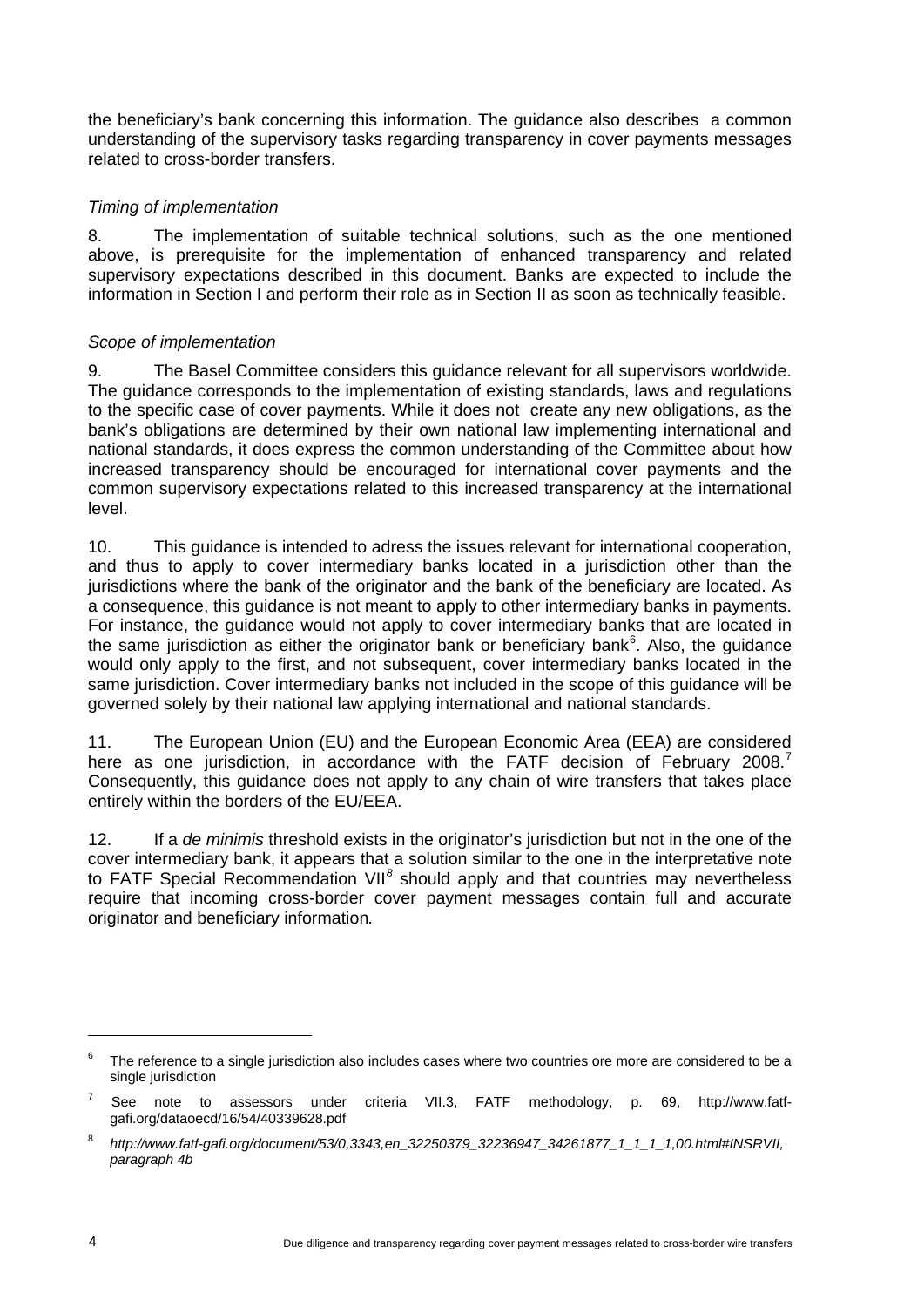the beneficiary's bank concerning this information. The guidance also describes a common understanding of the supervisory tasks regarding transparency in cover payments messages related to cross-border transfers.

*Timing of implementation*

8. The implementation of suitable technical solutions, such as the one mentioned above, is prerequisite for the implementation of enhanced transparency and related supervisory expectations described in this document. Banks are expected to include the information in Section I and perform their role as in Section II as soon as technically feasible.

*Scope of implementation*

9. The Basel Committee considers this guidance relevant for all supervisors worldwide. The guidance corresponds to the implementation of existing standards, laws and regulations to the specific case of cover payments. While it does not create any new obligations, as the bank's obligations are determined by their own national law implementing international and national standards, it does express the common understanding of the Committee about how increased transparency should be encouraged for international cover payments and the common supervisory expectations related to this increased transparency at the international level.

10. This guidance is intended to adress the issues relevant for international cooperation, and thus to apply to cover intermediary banks located in a jurisdiction other than the jurisdictions where the bank of the originator and the bank of the beneficiary are located. As a consequence, this guidance is not meant to apply to other intermediary banks in payments. For instance, the guidance would not apply to cover intermediary banks that are located in the same jurisdiction as either the originator bank or beneficiary bank[6]. Also, the guidance would only apply to the first, and not subsequent, cover intermediary banks located in the same jurisdiction. Cover intermediary banks not included in the scope of this guidance will be governed solely by their national law applying international and national standards.

11. The European Union (EU) and the European Economic Area (EEA) are considered here as one jurisdiction, in accordance with the FATF decision of February 2008.[7] Consequently, this guidance does not apply to any chain of wire transfers that takes place entirely within the borders of the EU/EEA.

12. If a *de minimis* threshold exists in the originator's jurisdiction but not in the one of the cover intermediary bank, it appears that a solution similar to the one in the interpretative note to FATF Special Recommendation VII[8] should apply and that countries may nevertheless require that incoming cross-border cover payment messages contain full and accurate originator and beneficiary information.

---

[6] The reference to a single jurisdiction also includes cases where two countries ore more are considered to be a single jurisdiction

[7] See note to assessors under criteria VII.3, FATF methodology, p. 69, http://www.fatf-gafi.org/dataoecd/16/54/40339628.pdf

[8] *http://www.fatf-gafi.org/document/53/0,3343,en_32250379_32236947_34261877_1_1_1_1,00.html#INSRVII, paragraph 4b*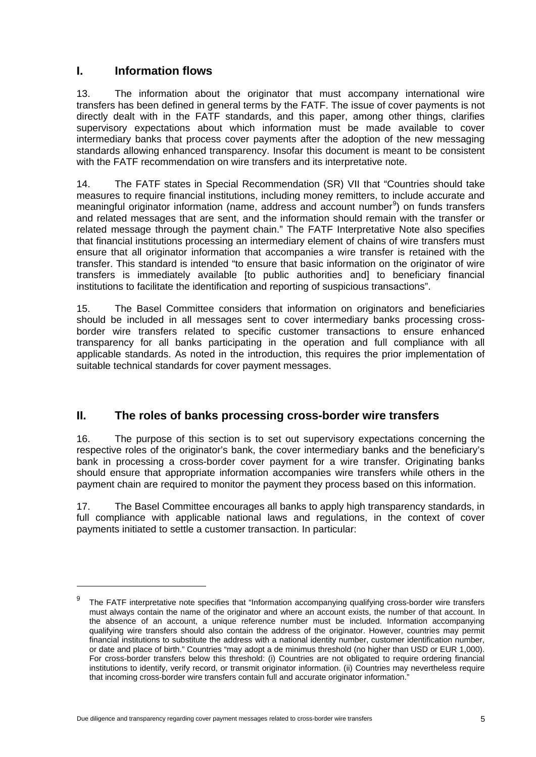## I. Information flows

13. The information about the originator that must accompany international wire transfers has been defined in general terms by the FATF. The issue of cover payments is not directly dealt with in the FATF standards, and this paper, among other things, clarifies supervisory expectations about which information must be made available to cover intermediary banks that process cover payments after the adoption of the new messaging standards allowing enhanced transparency. Insofar this document is meant to be consistent with the FATF recommendation on wire transfers and its interpretative note.

14. The FATF states in Special Recommendation (SR) VII that "Countries should take measures to require financial institutions, including money remitters, to include accurate and meaningful originator information (name, address and account number[9]) on funds transfers and related messages that are sent, and the information should remain with the transfer or related message through the payment chain." The FATF Interpretative Note also specifies that financial institutions processing an intermediary element of chains of wire transfers must ensure that all originator information that accompanies a wire transfer is retained with the transfer. This standard is intended "to ensure that basic information on the originator of wire transfers is immediately available [to public authorities and] to beneficiary financial institutions to facilitate the identification and reporting of suspicious transactions".

15. The Basel Committee considers that information on originators and beneficiaries should be included in all messages sent to cover intermediary banks processing cross-border wire transfers related to specific customer transactions to ensure enhanced transparency for all banks participating in the operation and full compliance with all applicable standards. As noted in the introduction, this requires the prior implementation of suitable technical standards for cover payment messages.

## II. The roles of banks processing cross-border wire transfers

16. The purpose of this section is to set out supervisory expectations concerning the respective roles of the originator's bank, the cover intermediary banks and the beneficiary's bank in processing a cross-border cover payment for a wire transfer. Originating banks should ensure that appropriate information accompanies wire transfers while others in the payment chain are required to monitor the payment they process based on this information.

17. The Basel Committee encourages all banks to apply high transparency standards, in full compliance with applicable national laws and regulations, in the context of cover payments initiated to settle a customer transaction. In particular:

---

[9] The FATF interpretative note specifies that "Information accompanying qualifying cross-border wire transfers must always contain the name of the originator and where an account exists, the number of that account. In the absence of an account, a unique reference number must be included. Information accompanying qualifying wire transfers should also contain the address of the originator. However, countries may permit financial institutions to substitute the address with a national identity number, customer identification number, or date and place of birth." Countries "may adopt a de minimus threshold (no higher than USD or EUR 1,000). For cross-border transfers below this threshold: (i) Countries are not obligated to require ordering financial institutions to identify, verify record, or transmit originator information. (ii) Countries may nevertheless require that incoming cross-border wire transfers contain full and accurate originator information."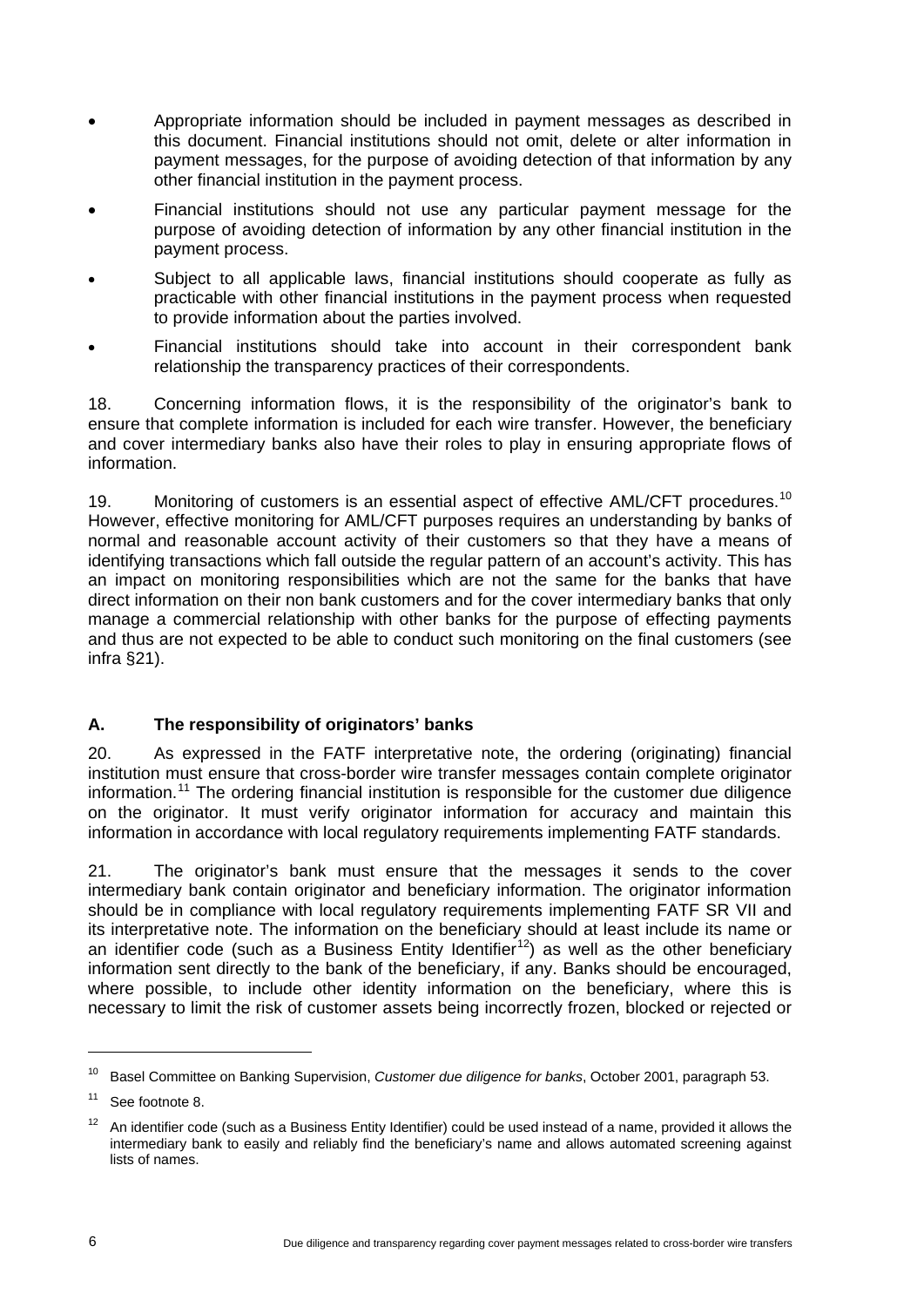- Appropriate information should be included in payment messages as described in this document. Financial institutions should not omit, delete or alter information in payment messages, for the purpose of avoiding detection of that information by any other financial institution in the payment process.
- Financial institutions should not use any particular payment message for the purpose of avoiding detection of information by any other financial institution in the payment process.
- Subject to all applicable laws, financial institutions should cooperate as fully as practicable with other financial institutions in the payment process when requested to provide information about the parties involved.
- Financial institutions should take into account in their correspondent bank relationship the transparency practices of their correspondents.

18. Concerning information flows, it is the responsibility of the originator's bank to ensure that complete information is included for each wire transfer. However, the beneficiary and cover intermediary banks also have their roles to play in ensuring appropriate flows of information.

19. Monitoring of customers is an essential aspect of effective AML/CFT procedures.[10] However, effective monitoring for AML/CFT purposes requires an understanding by banks of normal and reasonable account activity of their customers so that they have a means of identifying transactions which fall outside the regular pattern of an account's activity. This has an impact on monitoring responsibilities which are not the same for the banks that have direct information on their non bank customers and for the cover intermediary banks that only manage a commercial relationship with other banks for the purpose of effecting payments and thus are not expected to be able to conduct such monitoring on the final customers (see infra §21).

## A. The responsibility of originators' banks

20. As expressed in the FATF interpretative note, the ordering (originating) financial institution must ensure that cross-border wire transfer messages contain complete originator information.[11] The ordering financial institution is responsible for the customer due diligence on the originator. It must verify originator information for accuracy and maintain this information in accordance with local regulatory requirements implementing FATF standards.

21. The originator's bank must ensure that the messages it sends to the cover intermediary bank contain originator and beneficiary information. The originator information should be in compliance with local regulatory requirements implementing FATF SR VII and its interpretative note. The information on the beneficiary should at least include its name or an identifier code (such as a Business Entity Identifier[12]) as well as the other beneficiary information sent directly to the bank of the beneficiary, if any. Banks should be encouraged, where possible, to include other identity information on the beneficiary, where this is necessary to limit the risk of customer assets being incorrectly frozen, blocked or rejected or

---

[10] Basel Committee on Banking Supervision, *Customer due diligence for banks*, October 2001, paragraph 53.

[11] See footnote 8.

[12] An identifier code (such as a Business Entity Identifier) could be used instead of a name, provided it allows the intermediary bank to easily and reliably find the beneficiary's name and allows automated screening against lists of names.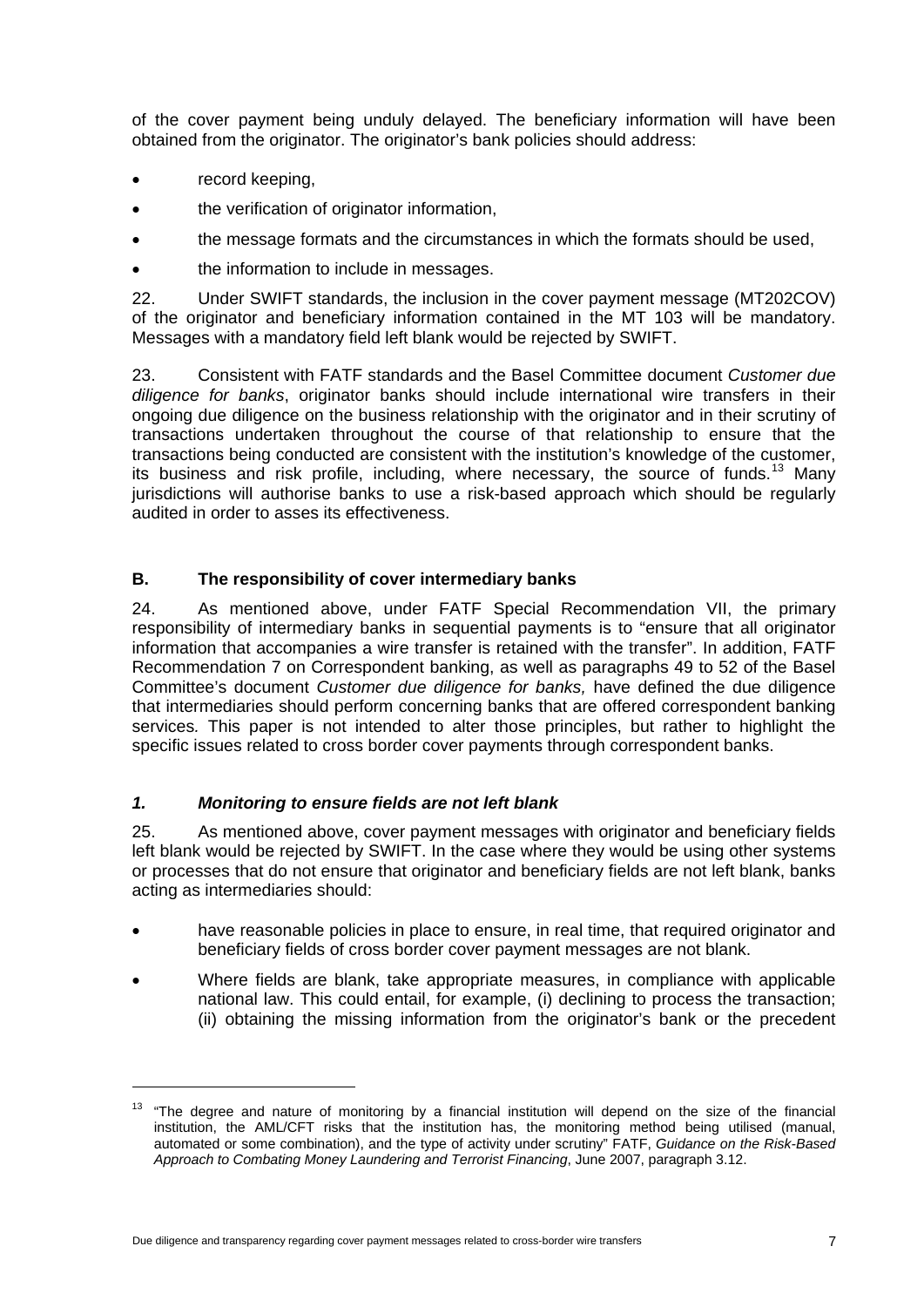of the cover payment being unduly delayed. The beneficiary information will have been obtained from the originator. The originator's bank policies should address:

- record keeping,
- the verification of originator information,
- the message formats and the circumstances in which the formats should be used,
- the information to include in messages.

22. Under SWIFT standards, the inclusion in the cover payment message (MT202COV) of the originator and beneficiary information contained in the MT 103 will be mandatory. Messages with a mandatory field left blank would be rejected by SWIFT.

23. Consistent with FATF standards and the Basel Committee document *Customer due diligence for banks*, originator banks should include international wire transfers in their ongoing due diligence on the business relationship with the originator and in their scrutiny of transactions undertaken throughout the course of that relationship to ensure that the transactions being conducted are consistent with the institution's knowledge of the customer, its business and risk profile, including, where necessary, the source of funds.[13] Many jurisdictions will authorise banks to use a risk-based approach which should be regularly audited in order to asses its effectiveness.

## B. The responsibility of cover intermediary banks

24. As mentioned above, under FATF Special Recommendation VII, the primary responsibility of intermediary banks in sequential payments is to "ensure that all originator information that accompanies a wire transfer is retained with the transfer". In addition, FATF Recommendation 7 on Correspondent banking, as well as paragraphs 49 to 52 of the Basel Committee's document *Customer due diligence for banks,* have defined the due diligence that intermediaries should perform concerning banks that are offered correspondent banking services*.* This paper is not intended to alter those principles, but rather to highlight the specific issues related to cross border cover payments through correspondent banks.

### *1. Monitoring to ensure fields are not left blank*

25. As mentioned above, cover payment messages with originator and beneficiary fields left blank would be rejected by SWIFT. In the case where they would be using other systems or processes that do not ensure that originator and beneficiary fields are not left blank, banks acting as intermediaries should:

- have reasonable policies in place to ensure, in real time, that required originator and beneficiary fields of cross border cover payment messages are not blank.
- Where fields are blank, take appropriate measures, in compliance with applicable national law. This could entail, for example, (i) declining to process the transaction; (ii) obtaining the missing information from the originator's bank or the precedent

[13] "The degree and nature of monitoring by a financial institution will depend on the size of the financial institution, the AML/CFT risks that the institution has, the monitoring method being utilised (manual, automated or some combination), and the type of activity under scrutiny" FATF, *Guidance on the Risk-Based Approach to Combating Money Laundering and Terrorist Financing*, June 2007, paragraph 3.12.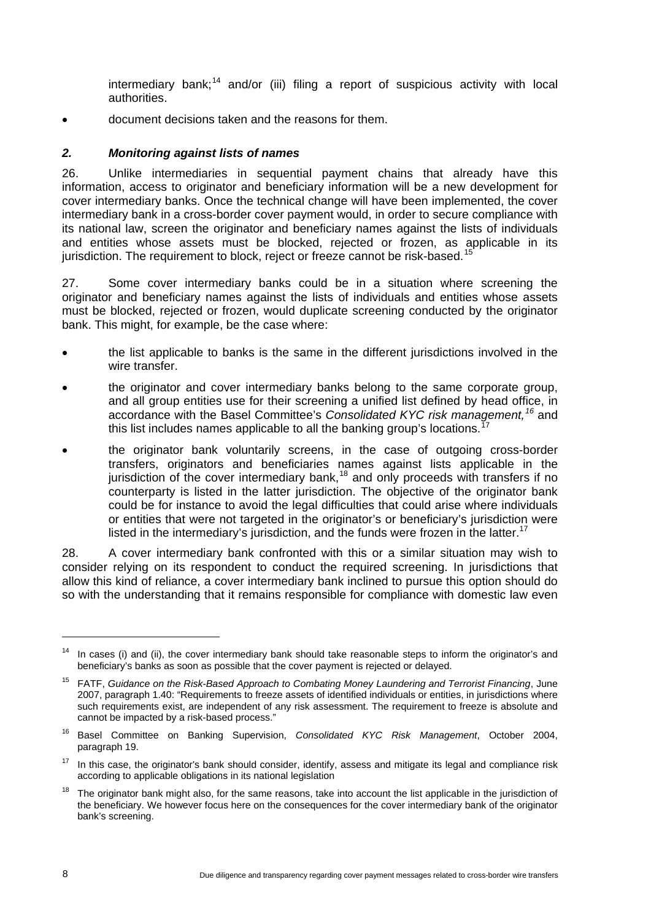intermediary bank;[14] and/or (iii) filing a report of suspicious activity with local authorities.

- document decisions taken and the reasons for them.

### *2. Monitoring against lists of names*

26. Unlike intermediaries in sequential payment chains that already have this information, access to originator and beneficiary information will be a new development for cover intermediary banks. Once the technical change will have been implemented, the cover intermediary bank in a cross-border cover payment would, in order to secure compliance with its national law, screen the originator and beneficiary names against the lists of individuals and entities whose assets must be blocked, rejected or frozen, as applicable in its jurisdiction. The requirement to block, reject or freeze cannot be risk-based.[15]

27. Some cover intermediary banks could be in a situation where screening the originator and beneficiary names against the lists of individuals and entities whose assets must be blocked, rejected or frozen, would duplicate screening conducted by the originator bank. This might, for example, be the case where:

- the list applicable to banks is the same in the different jurisdictions involved in the wire transfer.
- the originator and cover intermediary banks belong to the same corporate group, and all group entities use for their screening a unified list defined by head office, in accordance with the Basel Committee's *Consolidated KYC risk management,*[16] and this list includes names applicable to all the banking group's locations.[17]
- the originator bank voluntarily screens, in the case of outgoing cross-border transfers, originators and beneficiaries names against lists applicable in the jurisdiction of the cover intermediary bank,[18] and only proceeds with transfers if no counterparty is listed in the latter jurisdiction. The objective of the originator bank could be for instance to avoid the legal difficulties that could arise where individuals or entities that were not targeted in the originator's or beneficiary's jurisdiction were listed in the intermediary's jurisdiction, and the funds were frozen in the latter.[17]

28. A cover intermediary bank confronted with this or a similar situation may wish to consider relying on its respondent to conduct the required screening. In jurisdictions that allow this kind of reliance, a cover intermediary bank inclined to pursue this option should do so with the understanding that it remains responsible for compliance with domestic law even

---

[14] In cases (i) and (ii), the cover intermediary bank should take reasonable steps to inform the originator's and beneficiary's banks as soon as possible that the cover payment is rejected or delayed.

[15] FATF, *Guidance on the Risk-Based Approach to Combating Money Laundering and Terrorist Financing*, June 2007, paragraph 1.40: "Requirements to freeze assets of identified individuals or entities, in jurisdictions where such requirements exist, are independent of any risk assessment. The requirement to freeze is absolute and cannot be impacted by a risk-based process."

[16] Basel Committee on Banking Supervision, *Consolidated KYC Risk Management*, October 2004, paragraph 19.

[17] In this case, the originator's bank should consider, identify, assess and mitigate its legal and compliance risk according to applicable obligations in its national legislation

[18] The originator bank might also, for the same reasons, take into account the list applicable in the jurisdiction of the beneficiary. We however focus here on the consequences for the cover intermediary bank of the originator bank's screening.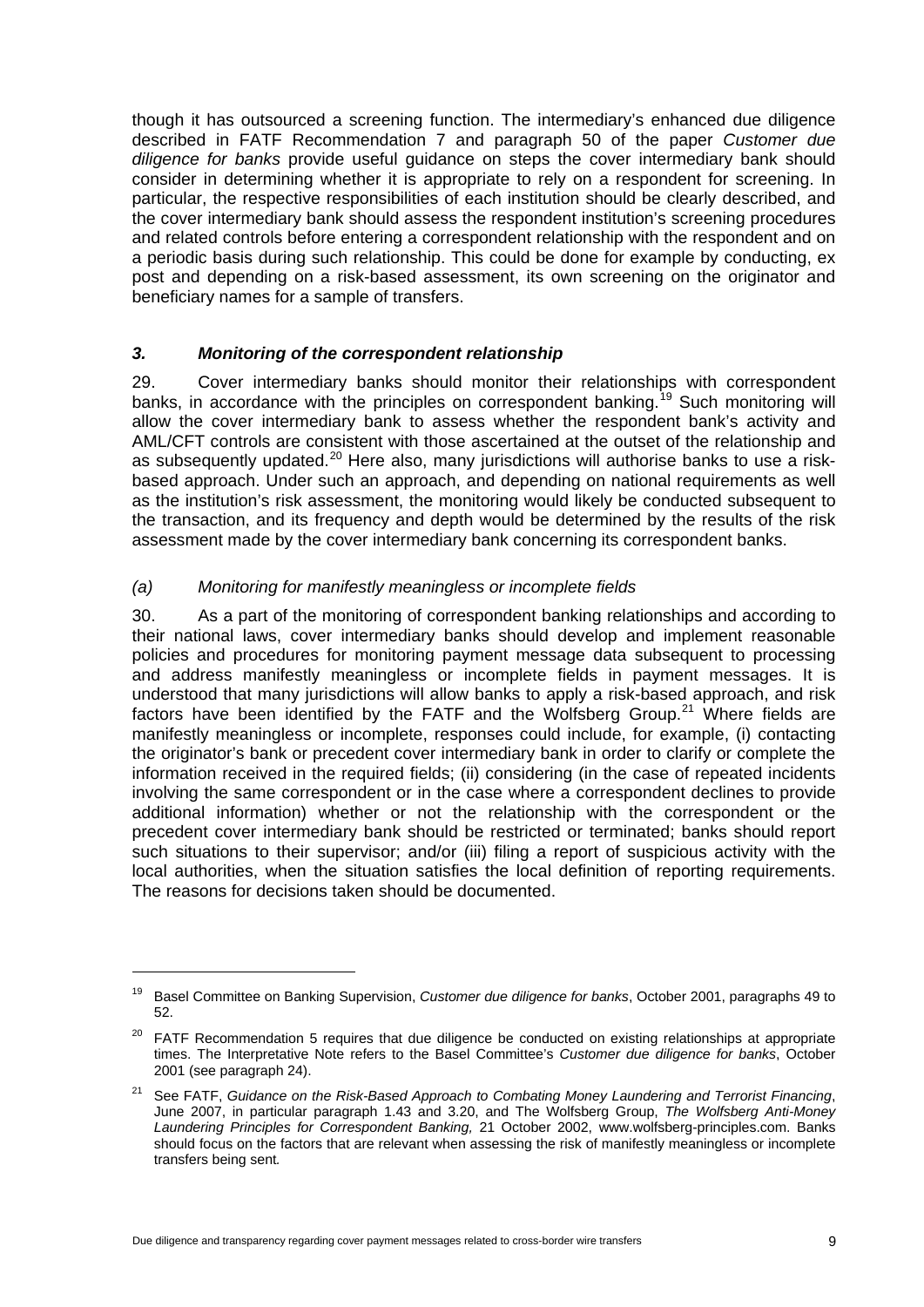though it has outsourced a screening function. The intermediary's enhanced due diligence described in FATF Recommendation 7 and paragraph 50 of the paper *Customer due diligence for banks* provide useful guidance on steps the cover intermediary bank should consider in determining whether it is appropriate to rely on a respondent for screening. In particular, the respective responsibilities of each institution should be clearly described, and the cover intermediary bank should assess the respondent institution's screening procedures and related controls before entering a correspondent relationship with the respondent and on a periodic basis during such relationship. This could be done for example by conducting, ex post and depending on a risk-based assessment, its own screening on the originator and beneficiary names for a sample of transfers.

### *3. Monitoring of the correspondent relationship*

29. Cover intermediary banks should monitor their relationships with correspondent banks, in accordance with the principles on correspondent banking.[19] Such monitoring will allow the cover intermediary bank to assess whether the respondent bank's activity and AML/CFT controls are consistent with those ascertained at the outset of the relationship and as subsequently updated.[20] Here also, many jurisdictions will authorise banks to use a risk-based approach. Under such an approach, and depending on national requirements as well as the institution's risk assessment, the monitoring would likely be conducted subsequent to the transaction, and its frequency and depth would be determined by the results of the risk assessment made by the cover intermediary bank concerning its correspondent banks.

#### *(a) Monitoring for manifestly meaningless or incomplete fields*

30. As a part of the monitoring of correspondent banking relationships and according to their national laws, cover intermediary banks should develop and implement reasonable policies and procedures for monitoring payment message data subsequent to processing and address manifestly meaningless or incomplete fields in payment messages. It is understood that many jurisdictions will allow banks to apply a risk-based approach, and risk factors have been identified by the FATF and the Wolfsberg Group.[21] Where fields are manifestly meaningless or incomplete, responses could include, for example, (i) contacting the originator's bank or precedent cover intermediary bank in order to clarify or complete the information received in the required fields; (ii) considering (in the case of repeated incidents involving the same correspondent or in the case where a correspondent declines to provide additional information) whether or not the relationship with the correspondent or the precedent cover intermediary bank should be restricted or terminated; banks should report such situations to their supervisor; and/or (iii) filing a report of suspicious activity with the local authorities, when the situation satisfies the local definition of reporting requirements. The reasons for decisions taken should be documented.

---

[19] Basel Committee on Banking Supervision, *Customer due diligence for banks*, October 2001, paragraphs 49 to 52.

[20] FATF Recommendation 5 requires that due diligence be conducted on existing relationships at appropriate times. The Interpretative Note refers to the Basel Committee's *Customer due diligence for banks*, October 2001 (see paragraph 24).

[21] See FATF, *Guidance on the Risk-Based Approach to Combating Money Laundering and Terrorist Financing*, June 2007, in particular paragraph 1.43 and 3.20, and The Wolfsberg Group, *The Wolfsberg Anti-Money Laundering Principles for Correspondent Banking,* 21 October 2002, www.wolfsberg-principles.com. Banks should focus on the factors that are relevant when assessing the risk of manifestly meaningless or incomplete transfers being sent*.*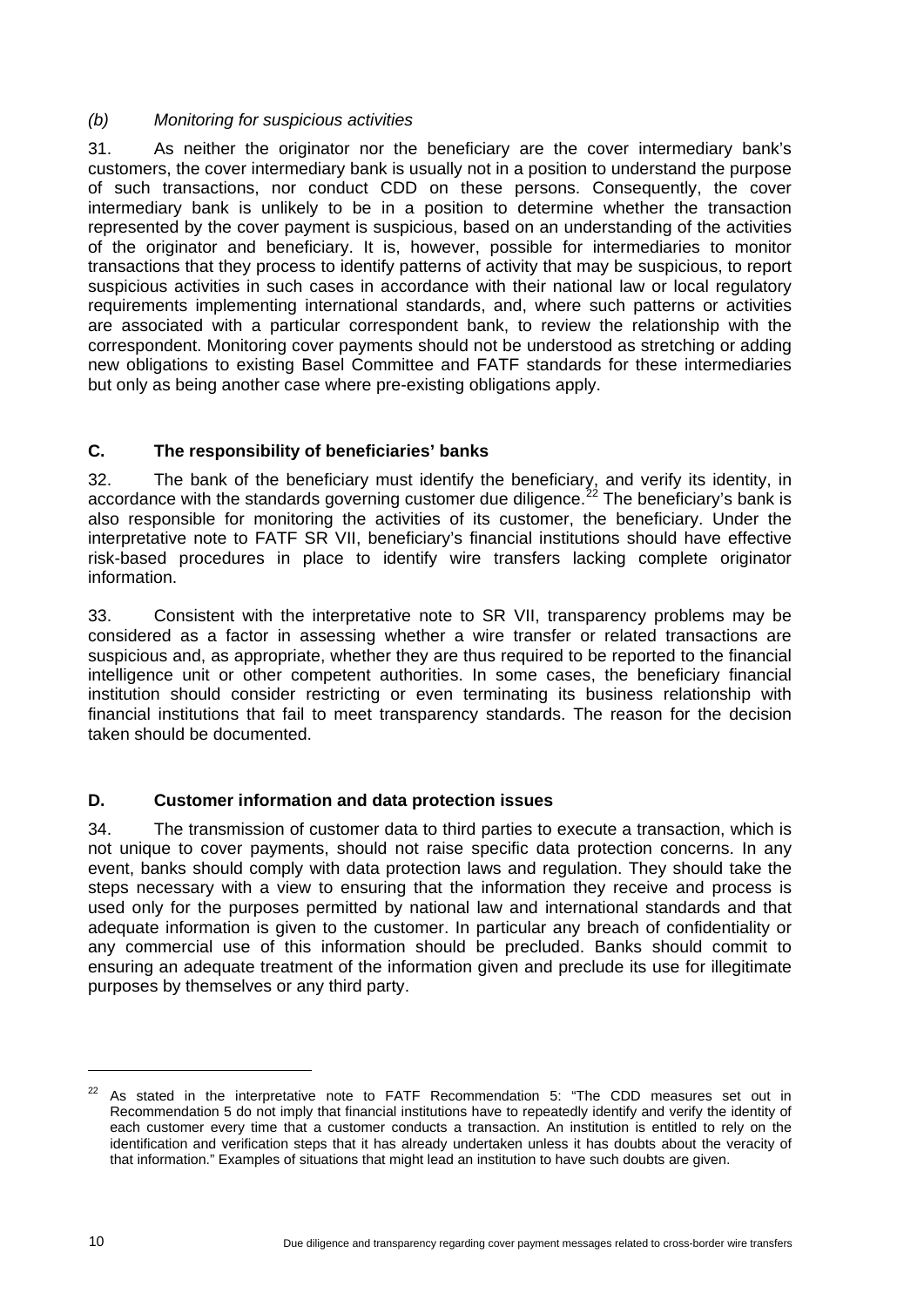### *(b) Monitoring for suspicious activities*

31. As neither the originator nor the beneficiary are the cover intermediary bank's customers, the cover intermediary bank is usually not in a position to understand the purpose of such transactions, nor conduct CDD on these persons. Consequently, the cover intermediary bank is unlikely to be in a position to determine whether the transaction represented by the cover payment is suspicious, based on an understanding of the activities of the originator and beneficiary. It is, however, possible for intermediaries to monitor transactions that they process to identify patterns of activity that may be suspicious, to report suspicious activities in such cases in accordance with their national law or local regulatory requirements implementing international standards, and, where such patterns or activities are associated with a particular correspondent bank, to review the relationship with the correspondent. Monitoring cover payments should not be understood as stretching or adding new obligations to existing Basel Committee and FATF standards for these intermediaries but only as being another case where pre-existing obligations apply.

## C. The responsibility of beneficiaries' banks

32. The bank of the beneficiary must identify the beneficiary, and verify its identity, in accordance with the standards governing customer due diligence.[22] The beneficiary's bank is also responsible for monitoring the activities of its customer, the beneficiary. Under the interpretative note to FATF SR VII, beneficiary's financial institutions should have effective risk-based procedures in place to identify wire transfers lacking complete originator information.

33. Consistent with the interpretative note to SR VII, transparency problems may be considered as a factor in assessing whether a wire transfer or related transactions are suspicious and, as appropriate, whether they are thus required to be reported to the financial intelligence unit or other competent authorities. In some cases, the beneficiary financial institution should consider restricting or even terminating its business relationship with financial institutions that fail to meet transparency standards. The reason for the decision taken should be documented.

## D. Customer information and data protection issues

34. The transmission of customer data to third parties to execute a transaction, which is not unique to cover payments, should not raise specific data protection concerns. In any event, banks should comply with data protection laws and regulation. They should take the steps necessary with a view to ensuring that the information they receive and process is used only for the purposes permitted by national law and international standards and that adequate information is given to the customer. In particular any breach of confidentiality or any commercial use of this information should be precluded. Banks should commit to ensuring an adequate treatment of the information given and preclude its use for illegitimate purposes by themselves or any third party.

---

[22] As stated in the interpretative note to FATF Recommendation 5: "The CDD measures set out in Recommendation 5 do not imply that financial institutions have to repeatedly identify and verify the identity of each customer every time that a customer conducts a transaction. An institution is entitled to rely on the identification and verification steps that it has already undertaken unless it has doubts about the veracity of that information." Examples of situations that might lead an institution to have such doubts are given.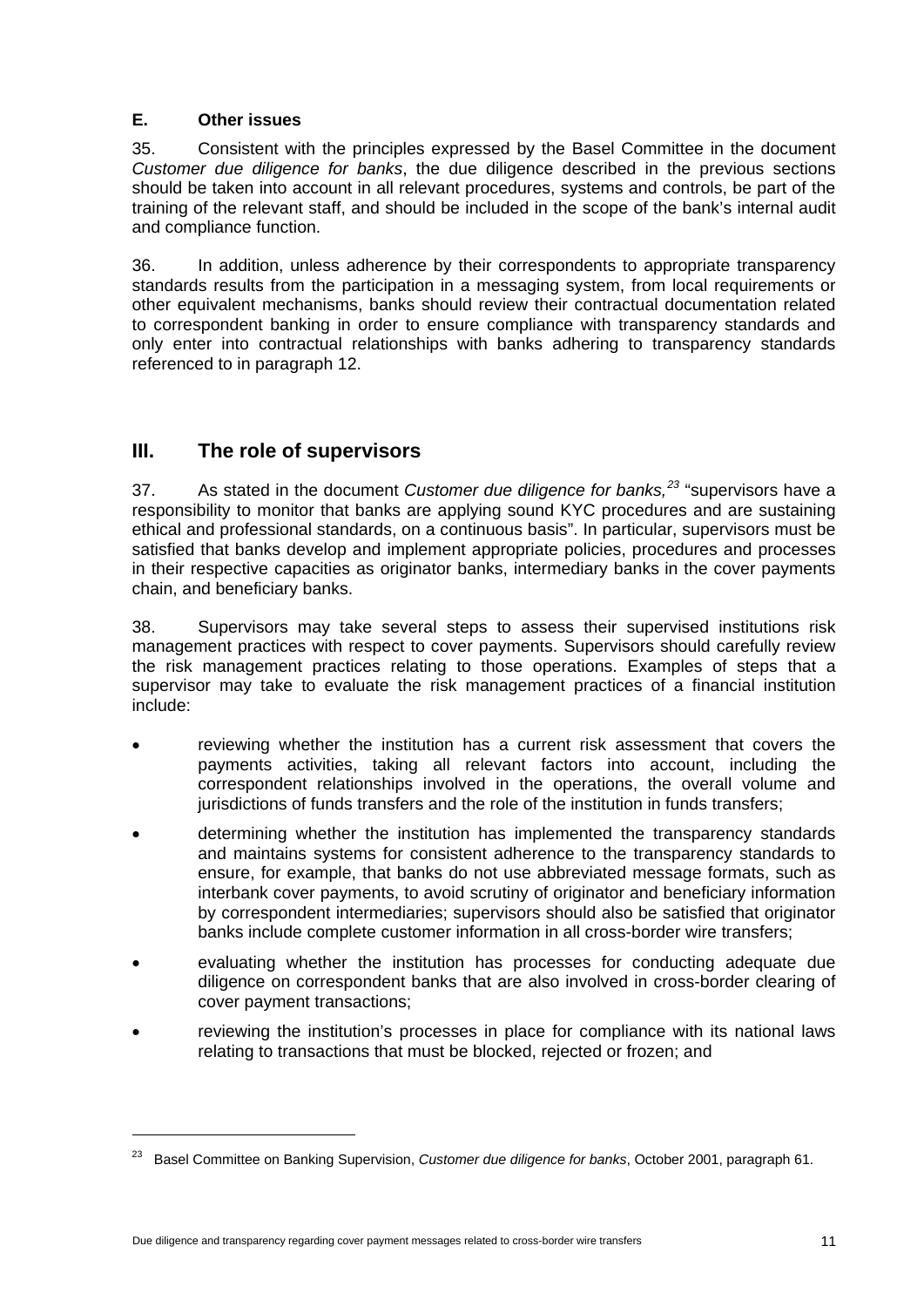### E. Other issues

35. Consistent with the principles expressed by the Basel Committee in the document *Customer due diligence for banks*, the due diligence described in the previous sections should be taken into account in all relevant procedures, systems and controls, be part of the training of the relevant staff, and should be included in the scope of the bank's internal audit and compliance function.

36. In addition, unless adherence by their correspondents to appropriate transparency standards results from the participation in a messaging system, from local requirements or other equivalent mechanisms, banks should review their contractual documentation related to correspondent banking in order to ensure compliance with transparency standards and only enter into contractual relationships with banks adhering to transparency standards referenced to in paragraph 12.

## III. The role of supervisors

37. As stated in the document *Customer due diligence for banks,*[23] "supervisors have a responsibility to monitor that banks are applying sound KYC procedures and are sustaining ethical and professional standards, on a continuous basis". In particular, supervisors must be satisfied that banks develop and implement appropriate policies, procedures and processes in their respective capacities as originator banks, intermediary banks in the cover payments chain, and beneficiary banks.

38. Supervisors may take several steps to assess their supervised institutions risk management practices with respect to cover payments. Supervisors should carefully review the risk management practices relating to those operations. Examples of steps that a supervisor may take to evaluate the risk management practices of a financial institution include:

- reviewing whether the institution has a current risk assessment that covers the payments activities, taking all relevant factors into account, including the correspondent relationships involved in the operations, the overall volume and jurisdictions of funds transfers and the role of the institution in funds transfers;
- determining whether the institution has implemented the transparency standards and maintains systems for consistent adherence to the transparency standards to ensure, for example, that banks do not use abbreviated message formats, such as interbank cover payments, to avoid scrutiny of originator and beneficiary information by correspondent intermediaries; supervisors should also be satisfied that originator banks include complete customer information in all cross-border wire transfers;
- evaluating whether the institution has processes for conducting adequate due diligence on correspondent banks that are also involved in cross-border clearing of cover payment transactions;
- reviewing the institution's processes in place for compliance with its national laws relating to transactions that must be blocked, rejected or frozen; and

---

[23] Basel Committee on Banking Supervision, *Customer due diligence for banks*, October 2001, paragraph 61.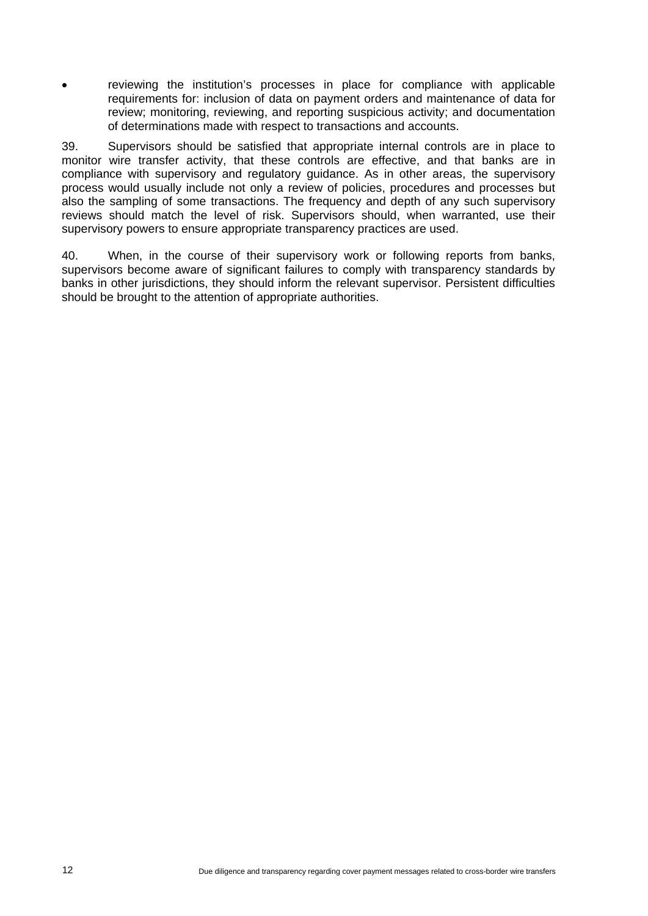- reviewing the institution's processes in place for compliance with applicable requirements for: inclusion of data on payment orders and maintenance of data for review; monitoring, reviewing, and reporting suspicious activity; and documentation of determinations made with respect to transactions and accounts.

39. Supervisors should be satisfied that appropriate internal controls are in place to monitor wire transfer activity, that these controls are effective, and that banks are in compliance with supervisory and regulatory guidance. As in other areas, the supervisory process would usually include not only a review of policies, procedures and processes but also the sampling of some transactions. The frequency and depth of any such supervisory reviews should match the level of risk. Supervisors should, when warranted, use their supervisory powers to ensure appropriate transparency practices are used.

40. When, in the course of their supervisory work or following reports from banks, supervisors become aware of significant failures to comply with transparency standards by banks in other jurisdictions, they should inform the relevant supervisor. Persistent difficulties should be brought to the attention of appropriate authorities.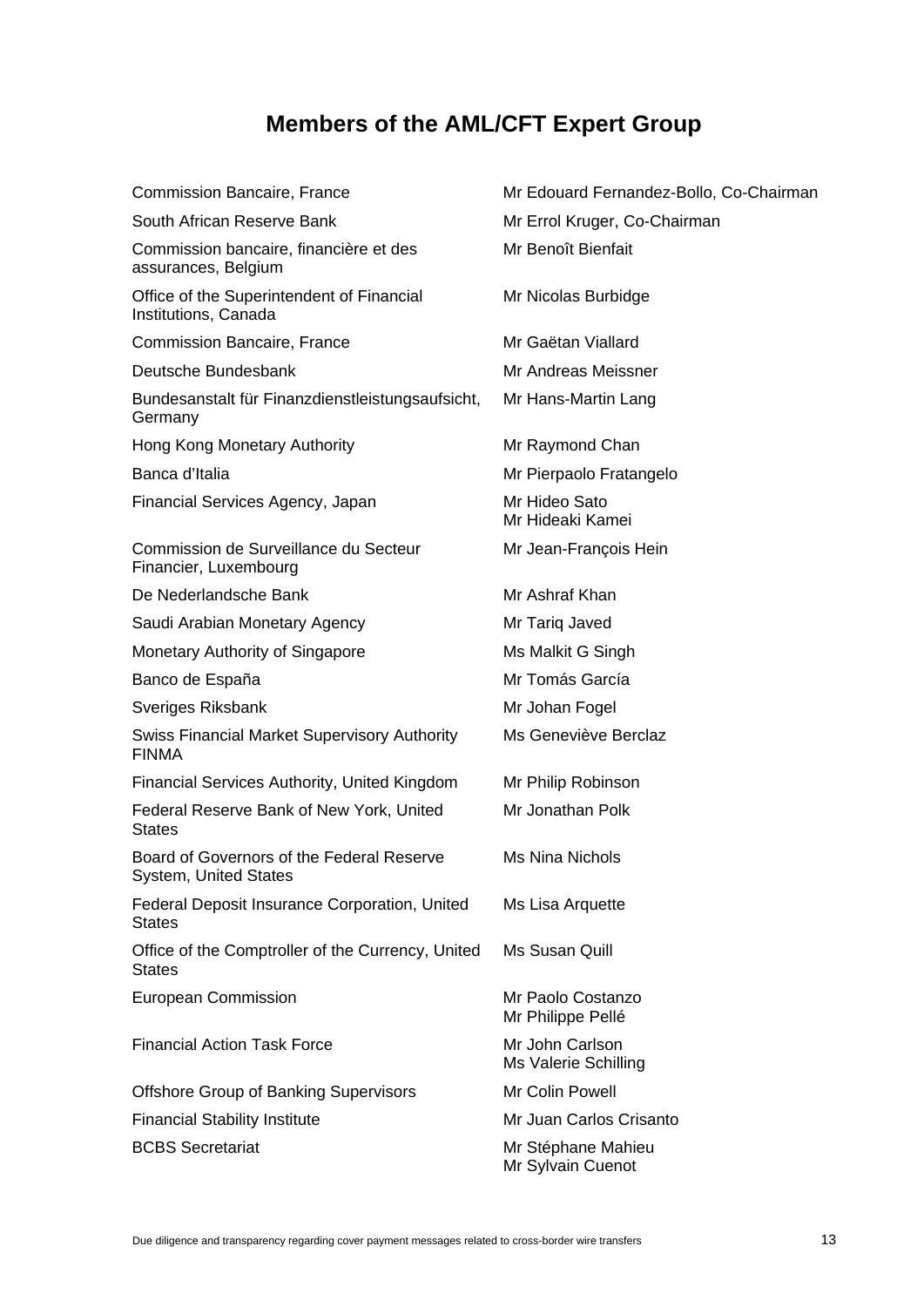# Members of the AML/CFT Expert Group

| | |
|---|---|
| Commission Bancaire, France | Mr Edouard Fernandez-Bollo, Co-Chairman |
| South African Reserve Bank | Mr Errol Kruger, Co-Chairman |
| Commission bancaire, financière et des assurances, Belgium | Mr Benoît Bienfait |
| Office of the Superintendent of Financial Institutions, Canada | Mr Nicolas Burbidge |
| Commission Bancaire, France | Mr Gaëtan Viallard |
| Deutsche Bundesbank | Mr Andreas Meissner |
| Bundesanstalt für Finanzdienstleistungsaufsicht, Germany | Mr Hans-Martin Lang |
| Hong Kong Monetary Authority | Mr Raymond Chan |
| Banca d'Italia | Mr Pierpaolo Fratangelo |
| Financial Services Agency, Japan | Mr Hideo Sato<br>Mr Hideaki Kamei |
| Commission de Surveillance du Secteur Financier, Luxembourg | Mr Jean-François Hein |
| De Nederlandsche Bank | Mr Ashraf Khan |
| Saudi Arabian Monetary Agency | Mr Tariq Javed |
| Monetary Authority of Singapore | Ms Malkit G Singh |
| Banco de España | Mr Tomás García |
| Sveriges Riksbank | Mr Johan Fogel |
| Swiss Financial Market Supervisory Authority FINMA | Ms Geneviève Berclaz |
| Financial Services Authority, United Kingdom | Mr Philip Robinson |
| Federal Reserve Bank of New York, United States | Mr Jonathan Polk |
| Board of Governors of the Federal Reserve System, United States | Ms Nina Nichols |
| Federal Deposit Insurance Corporation, United States | Ms Lisa Arquette |
| Office of the Comptroller of the Currency, United States | Ms Susan Quill |
| European Commission | Mr Paolo Costanzo<br>Mr Philippe Pellé |
| Financial Action Task Force | Mr John Carlson<br>Ms Valerie Schilling |
| Offshore Group of Banking Supervisors | Mr Colin Powell |
| Financial Stability Institute | Mr Juan Carlos Crisanto |
| BCBS Secretariat | Mr Stéphane Mahieu<br>Mr Sylvain Cuenot |